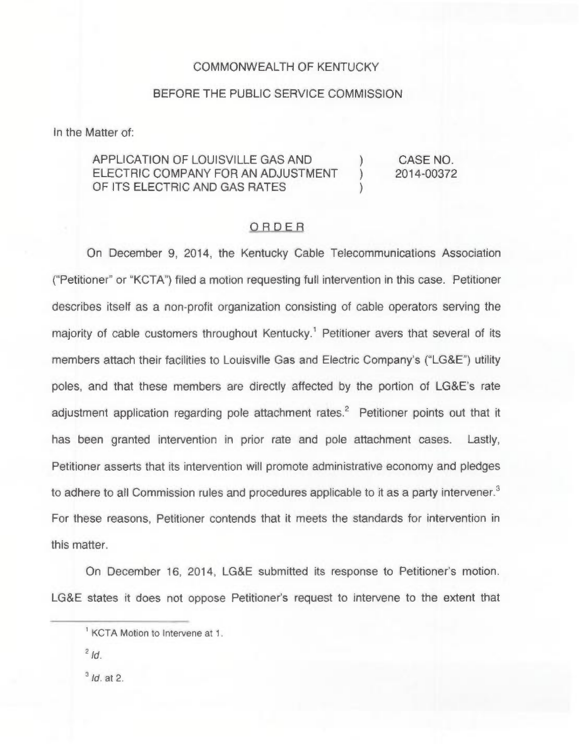COMMONWEALTH OF KENTUCKY

BEFORE THE PUBLIC SERVICE COMMISSION

In the Matter of:

| | | |
|---|---|---|
| APPLICATION OF LOUISVILLE GAS AND ELECTRIC COMPANY FOR AN ADJUSTMENT OF ITS ELECTRIC AND GAS RATES | ) ) ) | CASE NO. 2014-00372 |

ORDER

On December 9, 2014, the Kentucky Cable Telecommunications Association ("Petitioner" or "KCTA") filed a motion requesting full intervention in this case. Petitioner describes itself as a non-profit organization consisting of cable operators serving the majority of cable customers throughout Kentucky.[1] Petitioner avers that several of its members attach their facilities to Louisville Gas and Electric Company's ("LG&E") utility poles, and that these members are directly affected by the portion of LG&E's rate adjustment application regarding pole attachment rates.[2] Petitioner points out that it has been granted intervention in prior rate and pole attachment cases. Lastly, Petitioner asserts that its intervention will promote administrative economy and pledges to adhere to all Commission rules and procedures applicable to it as a party intervener.[3] For these reasons, Petitioner contends that it meets the standards for intervention in this matter.

On December 16, 2014, LG&E submitted its response to Petitioner's motion. LG&E states it does not oppose Petitioner's request to intervene to the extent that

---

[1] KCTA Motion to Intervene at 1.

[2] *Id.*

[3] *Id.* at 2.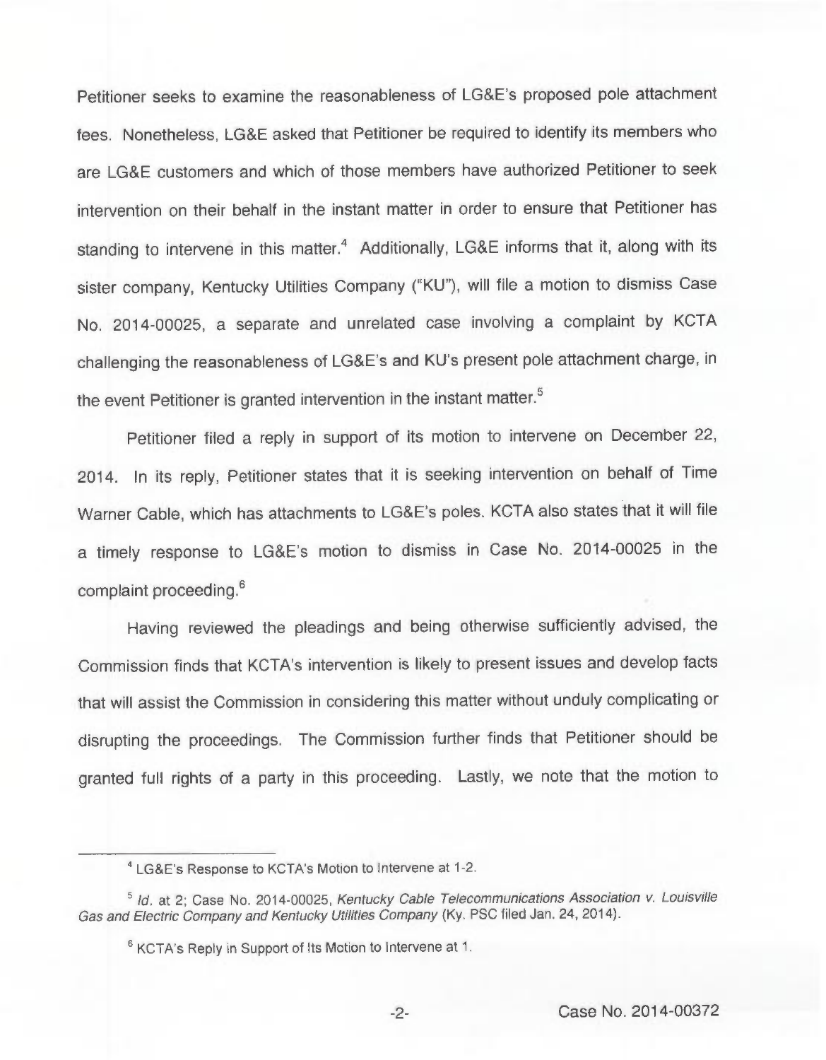Petitioner seeks to examine the reasonableness of LG&E's proposed pole attachment fees. Nonetheless, LG&E asked that Petitioner be required to identify its members who are LG&E customers and which of those members have authorized Petitioner to seek intervention on their behalf in the instant matter in order to ensure that Petitioner has standing to intervene in this matter.[4] Additionally, LG&E informs that it, along with its sister company, Kentucky Utilities Company ("KU"), will file a motion to dismiss Case No. 2014-00025, a separate and unrelated case involving a complaint by KCTA challenging the reasonableness of LG&E's and KU's present pole attachment charge, in the event Petitioner is granted intervention in the instant matter.[5]

Petitioner filed a reply in support of its motion to intervene on December 22, 2014. In its reply, Petitioner states that it is seeking intervention on behalf of Time Warner Cable, which has attachments to LG&E's poles. KCTA also states that it will file a timely response to LG&E's motion to dismiss in Case No. 2014-00025 in the complaint proceeding.[6]

Having reviewed the pleadings and being otherwise sufficiently advised, the Commission finds that KCTA's intervention is likely to present issues and develop facts that will assist the Commission in considering this matter without unduly complicating or disrupting the proceedings. The Commission further finds that Petitioner should be granted full rights of a party in this proceeding. Lastly, we note that the motion to

---

[4] LG&E's Response to KCTA's Motion to Intervene at 1-2.

[5] *Id.* at 2; Case No. 2014-00025, *Kentucky Cable Telecommunications Association v. Louisville Gas and Electric Company and Kentucky Utilities Company* (Ky. PSC filed Jan. 24, 2014).

[6] KCTA's Reply in Support of Its Motion to Intervene at 1.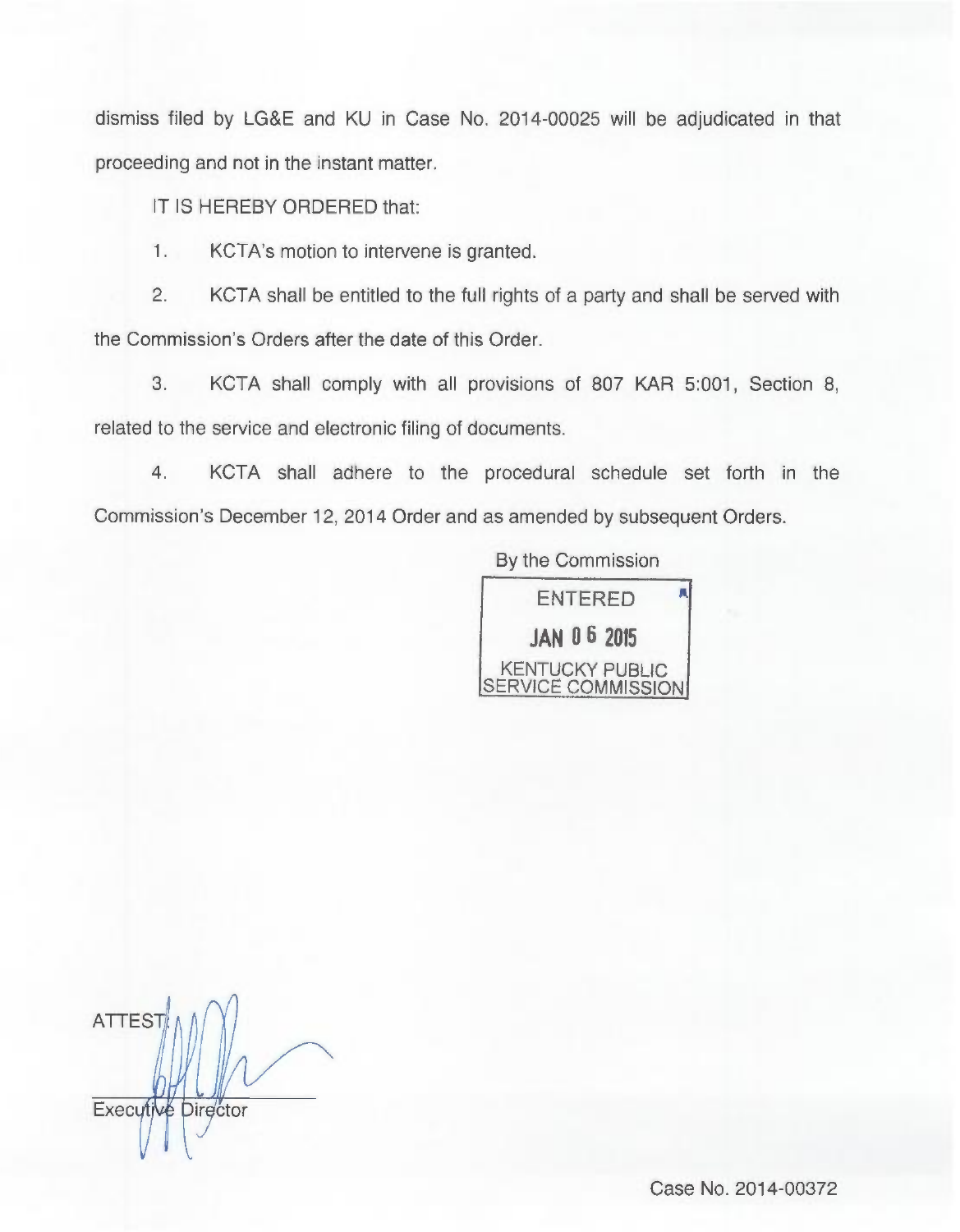dismiss filed by LG&E and KU in Case No. 2014-00025 will be adjudicated in that proceeding and not in the instant matter.

IT IS HEREBY ORDERED that:

1. KCTA's motion to intervene is granted.

2. KCTA shall be entitled to the full rights of a party and shall be served with the Commission's Orders after the date of this Order.

3. KCTA shall comply with all provisions of 807 KAR 5:001, Section 8, related to the service and electronic filing of documents.

4. KCTA shall adhere to the procedural schedule set forth in the Commission's December 12, 2014 Order and as amended by subsequent Orders.

By the Commission

ENTERED
JAN 06 2015
KENTUCKY PUBLIC SERVICE COMMISSION

ATTEST:

Executive Director

Case No. 2014-00372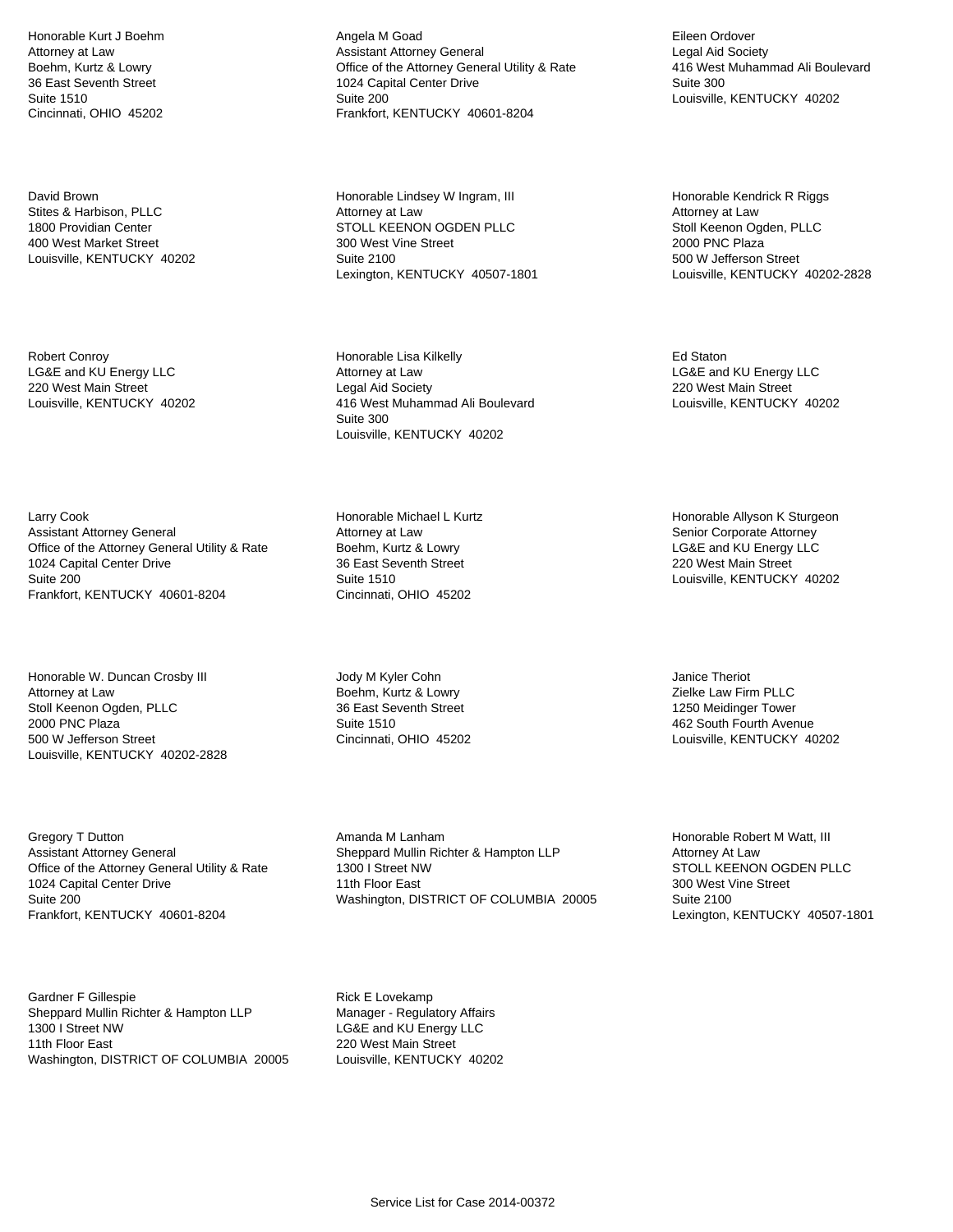Honorable Kurt J Boehm
Attorney at Law
Boehm, Kurtz & Lowry
36 East Seventh Street
Suite 1510
Cincinnati, OHIO 45202

Angela M Goad
Assistant Attorney General
Office of the Attorney General Utility & Rate
1024 Capital Center Drive
Suite 200
Frankfort, KENTUCKY 40601-8204

Eileen Ordover
Legal Aid Society
416 West Muhammad Ali Boulevard
Suite 300
Louisville, KENTUCKY 40202

David Brown
Stites & Harbison, PLLC
1800 Providian Center
400 West Market Street
Louisville, KENTUCKY 40202

Honorable Lindsey W Ingram, III
Attorney at Law
STOLL KEENON OGDEN PLLC
300 West Vine Street
Suite 2100
Lexington, KENTUCKY 40507-1801

Honorable Kendrick R Riggs
Attorney at Law
Stoll Keenon Ogden, PLLC
2000 PNC Plaza
500 W Jefferson Street
Louisville, KENTUCKY 40202-2828

Robert Conroy
LG&E and KU Energy LLC
220 West Main Street
Louisville, KENTUCKY 40202

Honorable Lisa Kilkelly
Attorney at Law
Legal Aid Society
416 West Muhammad Ali Boulevard
Suite 300
Louisville, KENTUCKY 40202

Ed Staton
LG&E and KU Energy LLC
220 West Main Street
Louisville, KENTUCKY 40202

Larry Cook
Assistant Attorney General
Office of the Attorney General Utility & Rate
1024 Capital Center Drive
Suite 200
Frankfort, KENTUCKY 40601-8204

Honorable Michael L Kurtz
Attorney at Law
Boehm, Kurtz & Lowry
36 East Seventh Street
Suite 1510
Cincinnati, OHIO 45202

Honorable Allyson K Sturgeon
Senior Corporate Attorney
LG&E and KU Energy LLC
220 West Main Street
Louisville, KENTUCKY 40202

Honorable W. Duncan Crosby III
Attorney at Law
Stoll Keenon Ogden, PLLC
2000 PNC Plaza
500 W Jefferson Street
Louisville, KENTUCKY 40202-2828

Jody M Kyler Cohn
Boehm, Kurtz & Lowry
36 East Seventh Street
Suite 1510
Cincinnati, OHIO 45202

Janice Theriot
Zielke Law Firm PLLC
1250 Meidinger Tower
462 South Fourth Avenue
Louisville, KENTUCKY 40202

Gregory T Dutton
Assistant Attorney General
Office of the Attorney General Utility & Rate
1024 Capital Center Drive
Suite 200
Frankfort, KENTUCKY 40601-8204

Amanda M Lanham
Sheppard Mullin Richter & Hampton LLP
1300 I Street NW
11th Floor East
Washington, DISTRICT OF COLUMBIA 20005

Honorable Robert M Watt, III
Attorney At Law
STOLL KEENON OGDEN PLLC
300 West Vine Street
Suite 2100
Lexington, KENTUCKY 40507-1801

Gardner F Gillespie
Sheppard Mullin Richter & Hampton LLP
1300 I Street NW
11th Floor East
Washington, DISTRICT OF COLUMBIA 20005

Rick E Lovekamp
Manager - Regulatory Affairs
LG&E and KU Energy LLC
220 West Main Street
Louisville, KENTUCKY 40202

Service List for Case 2014-00372